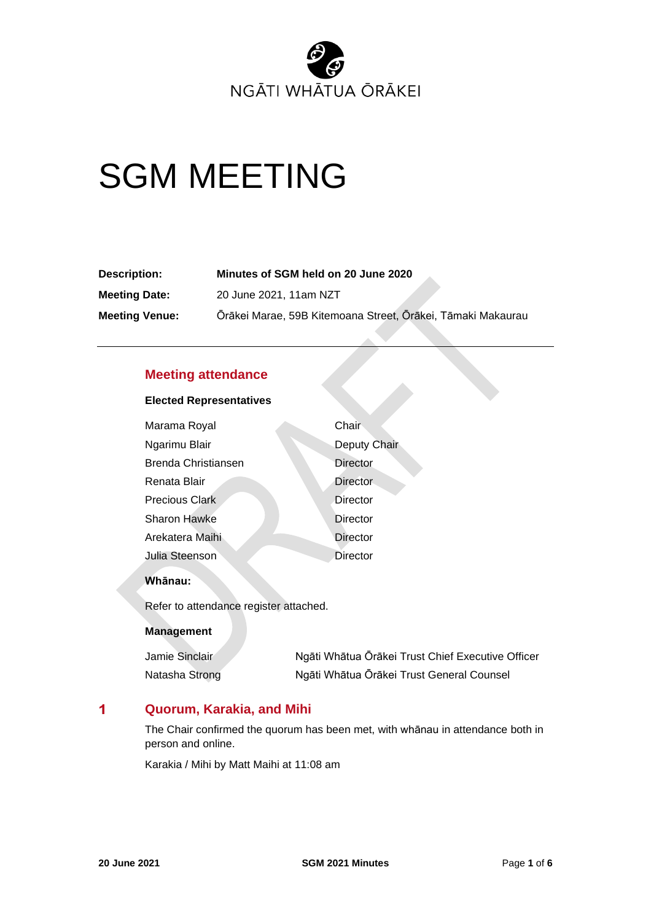NGĀTI WHĀTUA ŌRĀKEI

# SGM MEETING

| | |
|---|---|
| **Description:** | **Minutes of SGM held on 20 June 2020** |
| **Meeting Date:** | 20 June 2021, 11am NZT |
| **Meeting Venue:** | Ōrākei Marae, 59B Kitemoana Street, Ōrākei, Tāmaki Makaurau |

## Meeting attendance

**Elected Representatives**

| | |
|---|---|
| Marama Royal | Chair |
| Ngarimu Blair | Deputy Chair |
| Brenda Christiansen | Director |
| Renata Blair | Director |
| Precious Clark | Director |
| Sharon Hawke | Director |
| Arekatera Maihi | Director |
| Julia Steenson | Director |

**Whānau:**

Refer to attendance register attached.

**Management**

| | |
|---|---|
| Jamie Sinclair | Ngāti Whātua Ōrākei Trust Chief Executive Officer |
| Natasha Strong | Ngāti Whātua Ōrākei Trust General Counsel |

## 1 Quorum, Karakia, and Mihi

The Chair confirmed the quorum has been met, with whānau in attendance both in person and online.

Karakia / Mihi by Matt Maihi at 11:08 am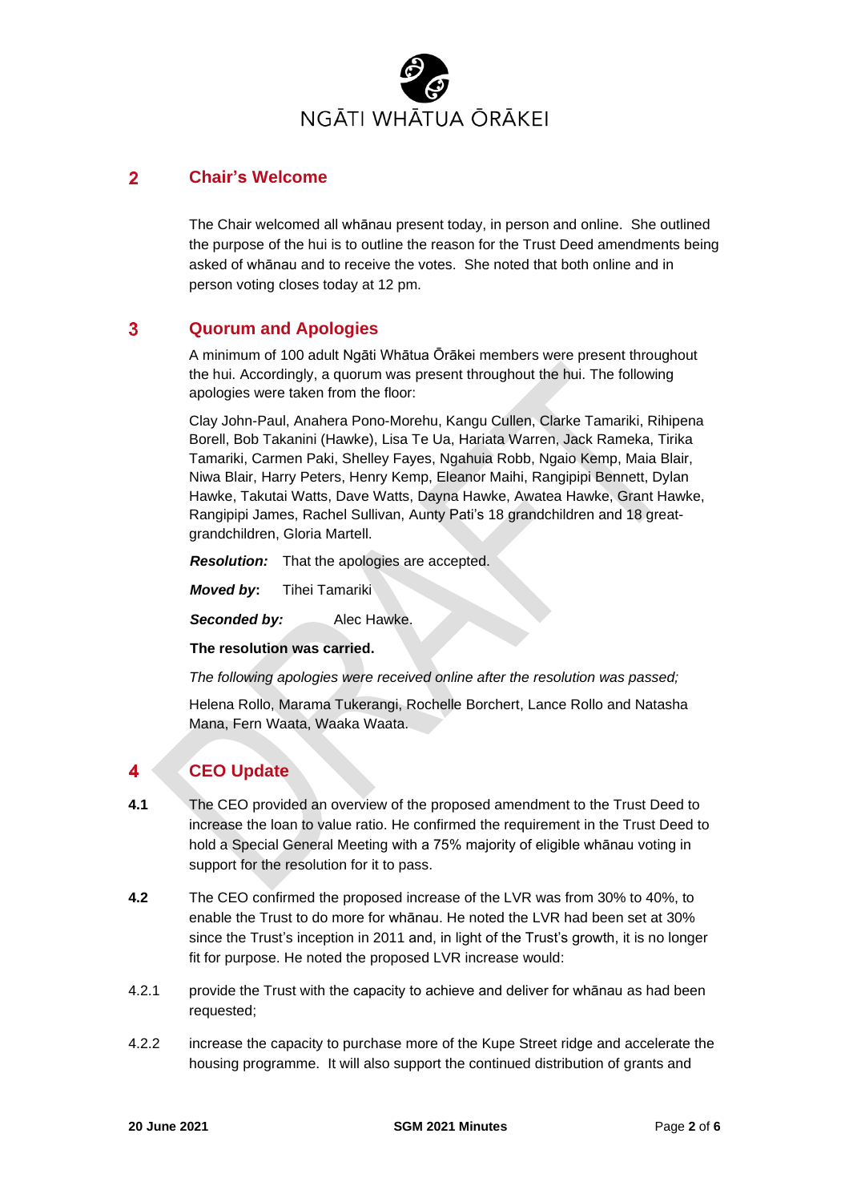NGĀTI WHĀTUA ŌRĀKEI

## 2 Chair's Welcome

The Chair welcomed all whānau present today, in person and online. She outlined the purpose of the hui is to outline the reason for the Trust Deed amendments being asked of whānau and to receive the votes. She noted that both online and in person voting closes today at 12 pm.

## 3 Quorum and Apologies

A minimum of 100 adult Ngāti Whātua Ōrākei members were present throughout the hui. Accordingly, a quorum was present throughout the hui. The following apologies were taken from the floor:

Clay John-Paul, Anahera Pono-Morehu, Kangu Cullen, Clarke Tamariki, Rihipena Borell, Bob Takanini (Hawke), Lisa Te Ua, Hariata Warren, Jack Rameka, Tirika Tamariki, Carmen Paki, Shelley Fayes, Ngahuia Robb, Ngaio Kemp, Maia Blair, Niwa Blair, Harry Peters, Henry Kemp, Eleanor Maihi, Rangipipi Bennett, Dylan Hawke, Takutai Watts, Dave Watts, Dayna Hawke, Awatea Hawke, Grant Hawke, Rangipipi James, Rachel Sullivan, Aunty Pati's 18 grandchildren and 18 great-grandchildren, Gloria Martell.

***Resolution:*** That the apologies are accepted.

***Moved by*:** Tihei Tamariki

***Seconded by:*** Alec Hawke.

**The resolution was carried.**

*The following apologies were received online after the resolution was passed;*

Helena Rollo, Marama Tukerangi, Rochelle Borchert, Lance Rollo and Natasha Mana, Fern Waata, Waaka Waata.

## 4 CEO Update

**4.1** The CEO provided an overview of the proposed amendment to the Trust Deed to increase the loan to value ratio. He confirmed the requirement in the Trust Deed to hold a Special General Meeting with a 75% majority of eligible whānau voting in support for the resolution for it to pass.

**4.2** The CEO confirmed the proposed increase of the LVR was from 30% to 40%, to enable the Trust to do more for whānau. He noted the LVR had been set at 30% since the Trust's inception in 2011 and, in light of the Trust's growth, it is no longer fit for purpose. He noted the proposed LVR increase would:

4.2.1 provide the Trust with the capacity to achieve and deliver for whānau as had been requested;

4.2.2 increase the capacity to purchase more of the Kupe Street ridge and accelerate the housing programme. It will also support the continued distribution of grants and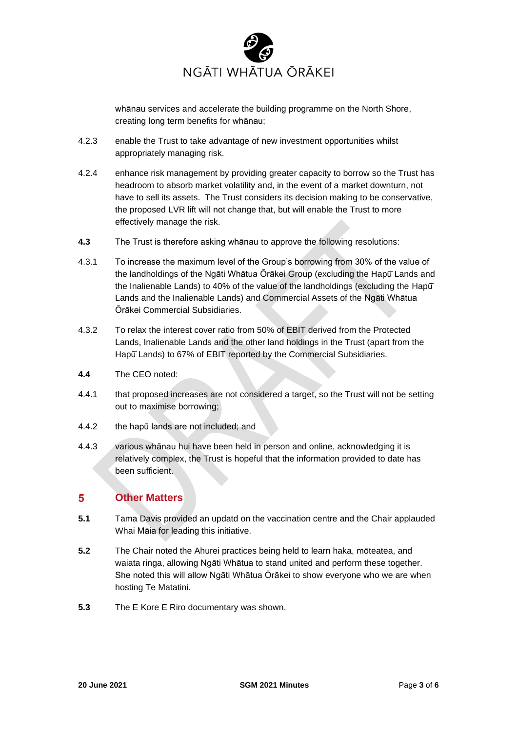whānau services and accelerate the building programme on the North Shore, creating long term benefits for whānau;

4.2.3 enable the Trust to take advantage of new investment opportunities whilst appropriately managing risk.

4.2.4 enhance risk management by providing greater capacity to borrow so the Trust has headroom to absorb market volatility and, in the event of a market downturn, not have to sell its assets. The Trust considers its decision making to be conservative, the proposed LVR lift will not change that, but will enable the Trust to more effectively manage the risk.

**4.3** The Trust is therefore asking whānau to approve the following resolutions:

4.3.1 To increase the maximum level of the Group's borrowing from 30% of the value of the landholdings of the Ngāti Whātua Ōrākei Group (excluding the Hapū Lands and the Inalienable Lands) to 40% of the value of the landholdings (excluding the Hapū Lands and the Inalienable Lands) and Commercial Assets of the Ngāti Whātua Ōrākei Commercial Subsidiaries.

4.3.2 To relax the interest cover ratio from 50% of EBIT derived from the Protected Lands, Inalienable Lands and the other land holdings in the Trust (apart from the Hapū Lands) to 67% of EBIT reported by the Commercial Subsidiaries.

**4.4** The CEO noted:

4.4.1 that proposed increases are not considered a target, so the Trust will not be setting out to maximise borrowing;

4.4.2 the hapū lands are not included; and

4.4.3 various whānau hui have been held in person and online, acknowledging it is relatively complex, the Trust is hopeful that the information provided to date has been sufficient.

## 5 Other Matters

**5.1** Tama Davis provided an updatd on the vaccination centre and the Chair applauded Whai Māia for leading this initiative.

**5.2** The Chair noted the Ahurei practices being held to learn haka, mōteatea, and waiata ringa, allowing Ngāti Whātua to stand united and perform these together. She noted this will allow Ngāti Whātua Ōrākei to show everyone who we are when hosting Te Matatini.

**5.3** The E Kore E Riro documentary was shown.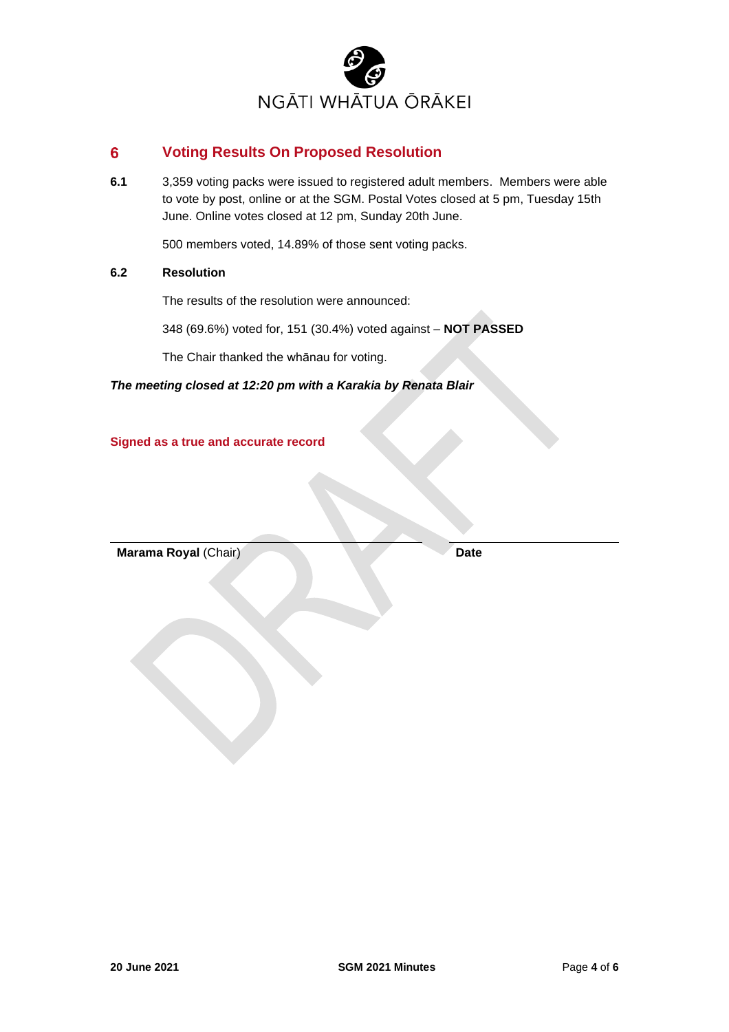NGĀTI WHĀTUA ŌRĀKEI

## 6 Voting Results On Proposed Resolution

**6.1** 3,359 voting packs were issued to registered adult members. Members were able to vote by post, online or at the SGM. Postal Votes closed at 5 pm, Tuesday 15th June. Online votes closed at 12 pm, Sunday 20th June.

500 members voted, 14.89% of those sent voting packs.

**6.2 Resolution**

The results of the resolution were announced:

348 (69.6%) voted for, 151 (30.4%) voted against – **NOT PASSED**

The Chair thanked the whānau for voting.

***The meeting closed at 12:20 pm with a Karakia by Renata Blair***

**Signed as a true and accurate record**

**Marama Royal** (Chair) **Date**

DRAFT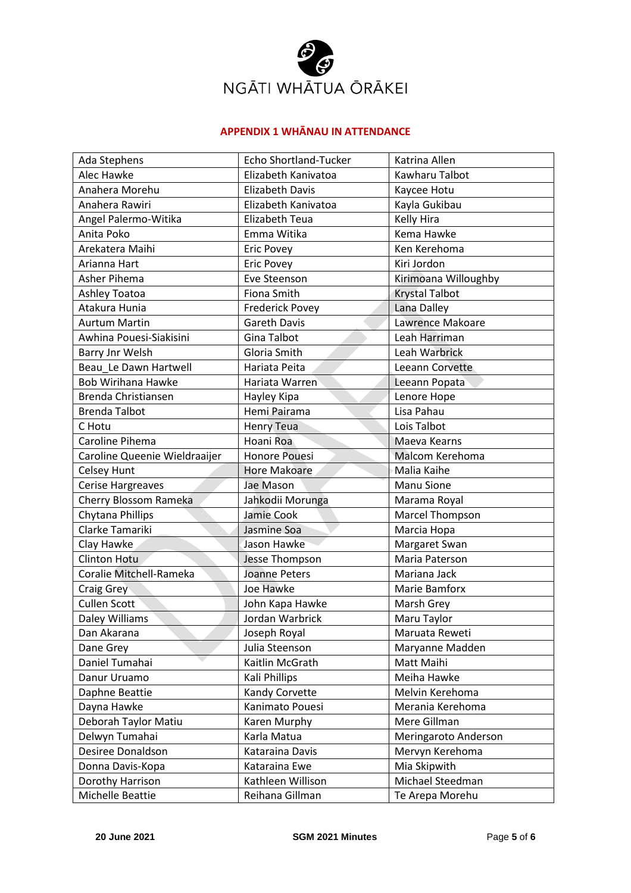NGĀTI WHĀTUA ŌRĀKEI

## APPENDIX 1 WHĀNAU IN ATTENDANCE

| | | |
|---|---|---|
| Ada Stephens | Echo Shortland-Tucker | Katrina Allen |
| Alec Hawke | Elizabeth Kanivatoa | Kawharu Talbot |
| Anahera Morehu | Elizabeth Davis | Kaycee Hotu |
| Anahera Rawiri | Elizabeth Kanivatoa | Kayla Gukibau |
| Angel Palermo-Witika | Elizabeth Teua | Kelly Hira |
| Anita Poko | Emma Witika | Kema Hawke |
| Arekatera Maihi | Eric Povey | Ken Kerehoma |
| Arianna Hart | Eric Povey | Kiri Jordon |
| Asher Pihema | Eve Steenson | Kirimoana Willoughby |
| Ashley Toatoa | Fiona Smith | Krystal Talbot |
| Atakura Hunia | Frederick Povey | Lana Dalley |
| Aurtum Martin | Gareth Davis | Lawrence Makoare |
| Awhina Pouesi-Siakisini | Gina Talbot | Leah Harriman |
| Barry Jnr Welsh | Gloria Smith | Leah Warbrick |
| Beau_Le Dawn Hartwell | Hariata Peita | Leeann Corvette |
| Bob Wirihana Hawke | Hariata Warren | Leeann Popata |
| Brenda Christiansen | Hayley Kipa | Lenore Hope |
| Brenda Talbot | Hemi Pairama | Lisa Pahau |
| C Hotu | Henry Teua | Lois Talbot |
| Caroline Pihema | Hoani Roa | Maeva Kearns |
| Caroline Queenie Wieldraaijer | Honore Pouesi | Malcom Kerehoma |
| Celsey Hunt | Hore Makoare | Malia Kaihe |
| Cerise Hargreaves | Jae Mason | Manu Sione |
| Cherry Blossom Rameka | Jahkodii Morunga | Marama Royal |
| Chytana Phillips | Jamie Cook | Marcel Thompson |
| Clarke Tamariki | Jasmine Soa | Marcia Hopa |
| Clay Hawke | Jason Hawke | Margaret Swan |
| Clinton Hotu | Jesse Thompson | Maria Paterson |
| Coralie Mitchell-Rameka | Joanne Peters | Mariana Jack |
| Craig Grey | Joe Hawke | Marie Bamforx |
| Cullen Scott | John Kapa Hawke | Marsh Grey |
| Daley Williams | Jordan Warbrick | Maru Taylor |
| Dan Akarana | Joseph Royal | Maruata Reweti |
| Dane Grey | Julia Steenson | Maryanne Madden |
| Daniel Tumahai | Kaitlin McGrath | Matt Maihi |
| Danur Uruamo | Kali Phillips | Meiha Hawke |
| Daphne Beattie | Kandy Corvette | Melvin Kerehoma |
| Dayna Hawke | Kanimato Pouesi | Merania Kerehoma |
| Deborah Taylor Matiu | Karen Murphy | Mere Gillman |
| Delwyn Tumahai | Karla Matua | Meringaroto Anderson |
| Desiree Donaldson | Kataraina Davis | Mervyn Kerehoma |
| Donna Davis-Kopa | Kataraina Ewe | Mia Skipwith |
| Dorothy Harrison | Kathleen Willison | Michael Steedman |
| Michelle Beattie | Reihana Gillman | Te Arepa Morehu |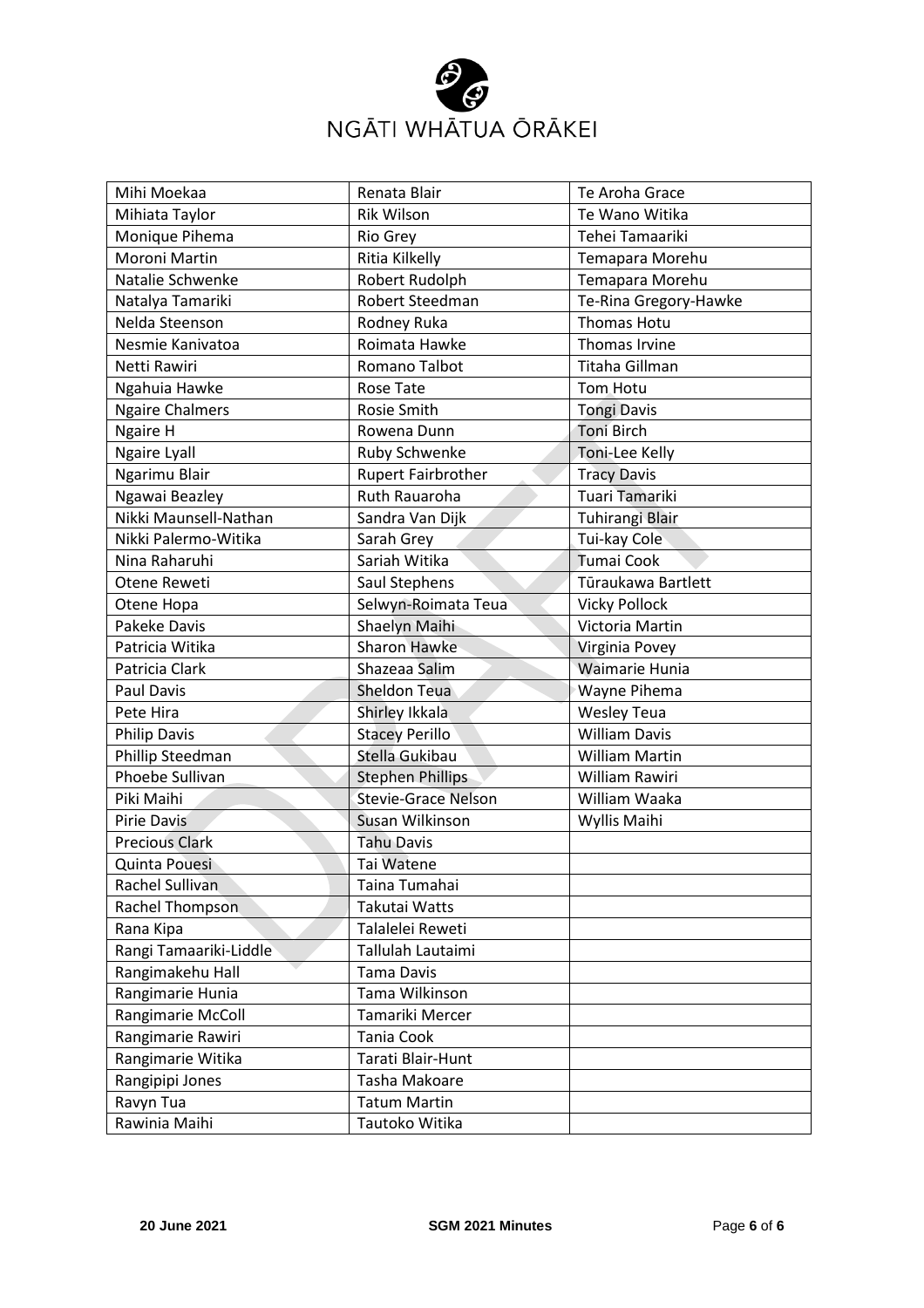NGĀTI WHĀTUA ŌRĀKEI

| | | |
|---|---|---|
| Mihi Moekaa | Renata Blair | Te Aroha Grace |
| Mihiata Taylor | Rik Wilson | Te Wano Witika |
| Monique Pihema | Rio Grey | Tehei Tamaariki |
| Moroni Martin | Ritia Kilkelly | Temapara Morehu |
| Natalie Schwenke | Robert Rudolph | Temapara Morehu |
| Natalya Tamariki | Robert Steedman | Te-Rina Gregory-Hawke |
| Nelda Steenson | Rodney Ruka | Thomas Hotu |
| Nesmie Kanivatoa | Roimata Hawke | Thomas Irvine |
| Netti Rawiri | Romano Talbot | Titaha Gillman |
| Ngahuia Hawke | Rose Tate | Tom Hotu |
| Ngaire Chalmers | Rosie Smith | Tongi Davis |
| Ngaire H | Rowena Dunn | Toni Birch |
| Ngaire Lyall | Ruby Schwenke | Toni-Lee Kelly |
| Ngarimu Blair | Rupert Fairbrother | Tracy Davis |
| Ngawai Beazley | Ruth Rauaroha | Tuari Tamariki |
| Nikki Maunsell-Nathan | Sandra Van Dijk | Tuhirangi Blair |
| Nikki Palermo-Witika | Sarah Grey | Tui-kay Cole |
| Nina Raharuhi | Sariah Witika | Tumai Cook |
| Otene Reweti | Saul Stephens | Tūraukawa Bartlett |
| Otene Hopa | Selwyn-Roimata Teua | Vicky Pollock |
| Pakeke Davis | Shaelyn Maihi | Victoria Martin |
| Patricia Witika | Sharon Hawke | Virginia Povey |
| Patricia Clark | Shazeaa Salim | Waimarie Hunia |
| Paul Davis | Sheldon Teua | Wayne Pihema |
| Pete Hira | Shirley Ikkala | Wesley Teua |
| Philip Davis | Stacey Perillo | William Davis |
| Phillip Steedman | Stella Gukibau | William Martin |
| Phoebe Sullivan | Stephen Phillips | William Rawiri |
| Piki Maihi | Stevie-Grace Nelson | William Waaka |
| Pirie Davis | Susan Wilkinson | Wyllis Maihi |
| Precious Clark | Tahu Davis | |
| Quinta Pouesi | Tai Watene | |
| Rachel Sullivan | Taina Tumahai | |
| Rachel Thompson | Takutai Watts | |
| Rana Kipa | Talalelei Reweti | |
| Rangi Tamaariki-Liddle | Tallulah Lautaimi | |
| Rangimakehu Hall | Tama Davis | |
| Rangimarie Hunia | Tama Wilkinson | |
| Rangimarie McColl | Tamariki Mercer | |
| Rangimarie Rawiri | Tania Cook | |
| Rangimarie Witika | Tarati Blair-Hunt | |
| Rangipipi Jones | Tasha Makoare | |
| Ravyn Tua | Tatum Martin | |
| Rawinia Maihi | Tautoko Witika | |

DRAFT